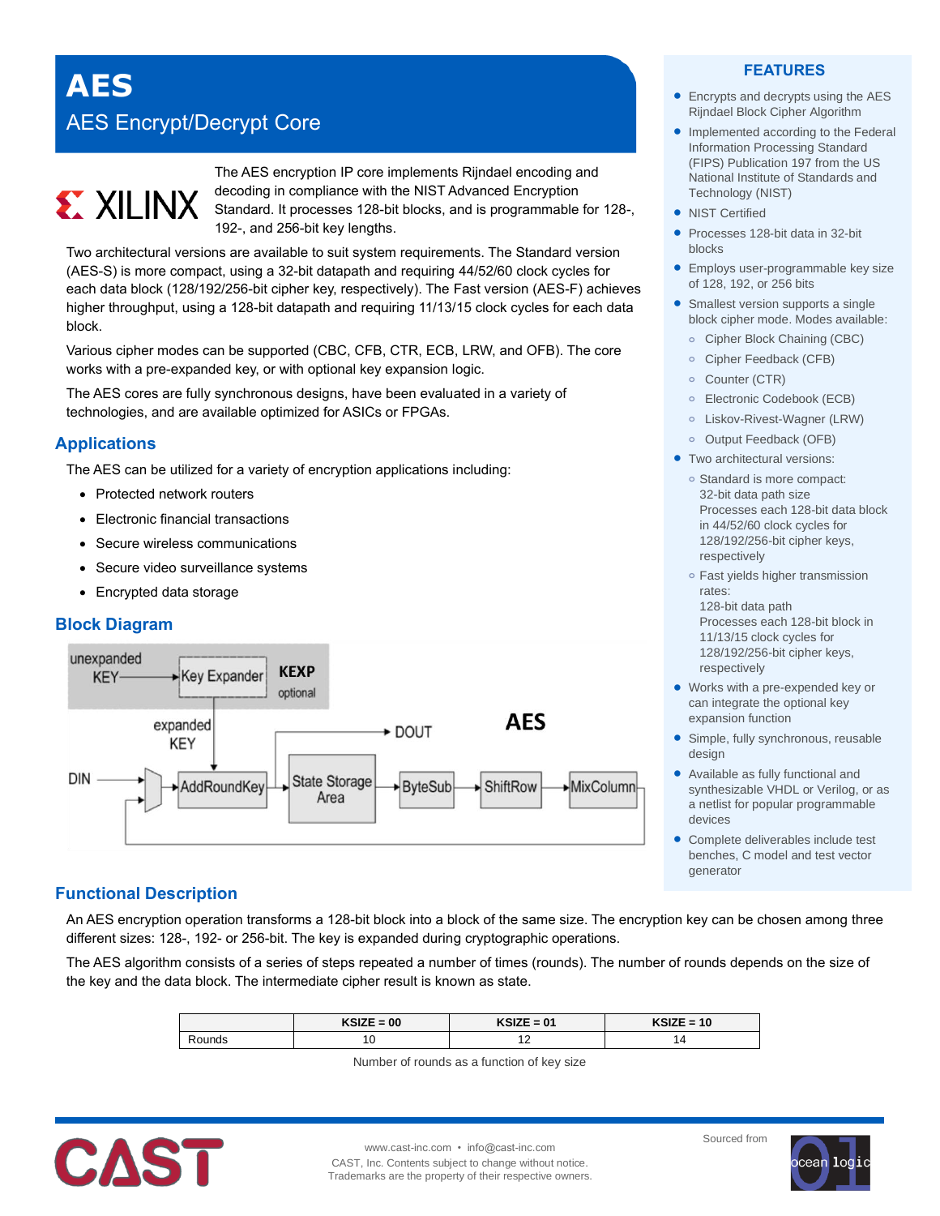# AES

## AES Encrypt/Decrypt Core

The AES encryption IP core implements Rijndael encoding and decoding in compliance with the NIST Advanced Encryption Standard. It processes 128-bit blocks, and is programmable for 128-, 192-, and 256-bit key lengths.

Two architectural versions are available to suit system requirements. The Standard version (AES-S) is more compact, using a 32-bit datapath and requiring 44/52/60 clock cycles for each data block (128/192/256-bit cipher key, respectively). The Fast version (AES-F) achieves higher throughput, using a 128-bit datapath and requiring 11/13/15 clock cycles for each data block.

Various cipher modes can be supported (CBC, CFB, CTR, ECB, LRW, and OFB). The core works with a pre-expanded key, or with optional key expansion logic.

The AES cores are fully synchronous designs, have been evaluated in a variety of technologies, and are available optimized for ASICs or FPGAs.

## Applications

The AES can be utilized for a variety of encryption applications including:

- Protected network routers
- Electronic financial transactions
- Secure wireless communications
- Secure video surveillance systems
- Encrypted data storage

## Block Diagram

unexpanded KEY → Key Expander (KEXP optional) → expanded KEY → AddRoundKey

DIN → AddRoundKey → State Storage Area → ByteSub → ShiftRow → MixColumn; State Storage Area → DOUT

AES

## FEATURES

- Encrypts and decrypts using the AES Rijndael Block Cipher Algorithm
- Implemented according to the Federal Information Processing Standard (FIPS) Publication 197 from the US National Institute of Standards and Technology (NIST)
- NIST Certified
- Processes 128-bit data in 32-bit blocks
- Employs user-programmable key size of 128, 192, or 256 bits
- Smallest version supports a single block cipher mode. Modes available:
  - Cipher Block Chaining (CBC)
  - Cipher Feedback (CFB)
  - Counter (CTR)
  - Electronic Codebook (ECB)
  - Liskov-Rivest-Wagner (LRW)
  - Output Feedback (OFB)
- Two architectural versions:
  - Standard is more compact:
    32-bit data path size
    Processes each 128-bit data block in 44/52/60 clock cycles for 128/192/256-bit cipher keys, respectively
  - Fast yields higher transmission rates:
    128-bit data path
    Processes each 128-bit block in 11/13/15 clock cycles for 128/192/256-bit cipher keys, respectively
- Works with a pre-expended key or can integrate the optional key expansion function
- Simple, fully synchronous, reusable design
- Available as fully functional and synthesizable VHDL or Verilog, or as a netlist for popular programmable devices
- Complete deliverables include test benches, C model and test vector generator

## Functional Description

An AES encryption operation transforms a 128-bit block into a block of the same size. The encryption key can be chosen among three different sizes: 128-, 192- or 256-bit. The key is expanded during cryptographic operations.

The AES algorithm consists of a series of steps repeated a number of times (rounds). The number of rounds depends on the size of the key and the data block. The intermediate cipher result is known as state.

| | KSIZE = 00 | KSIZE = 01 | KSIZE = 10 |
|---|---|---|---|
| Rounds | 10 | 12 | 14 |

Number of rounds as a function of key size

www.cast-inc.com • info@cast-inc.com
CAST, Inc. Contents subject to change without notice.
Trademarks are the property of their respective owners.

Sourced from ocean logic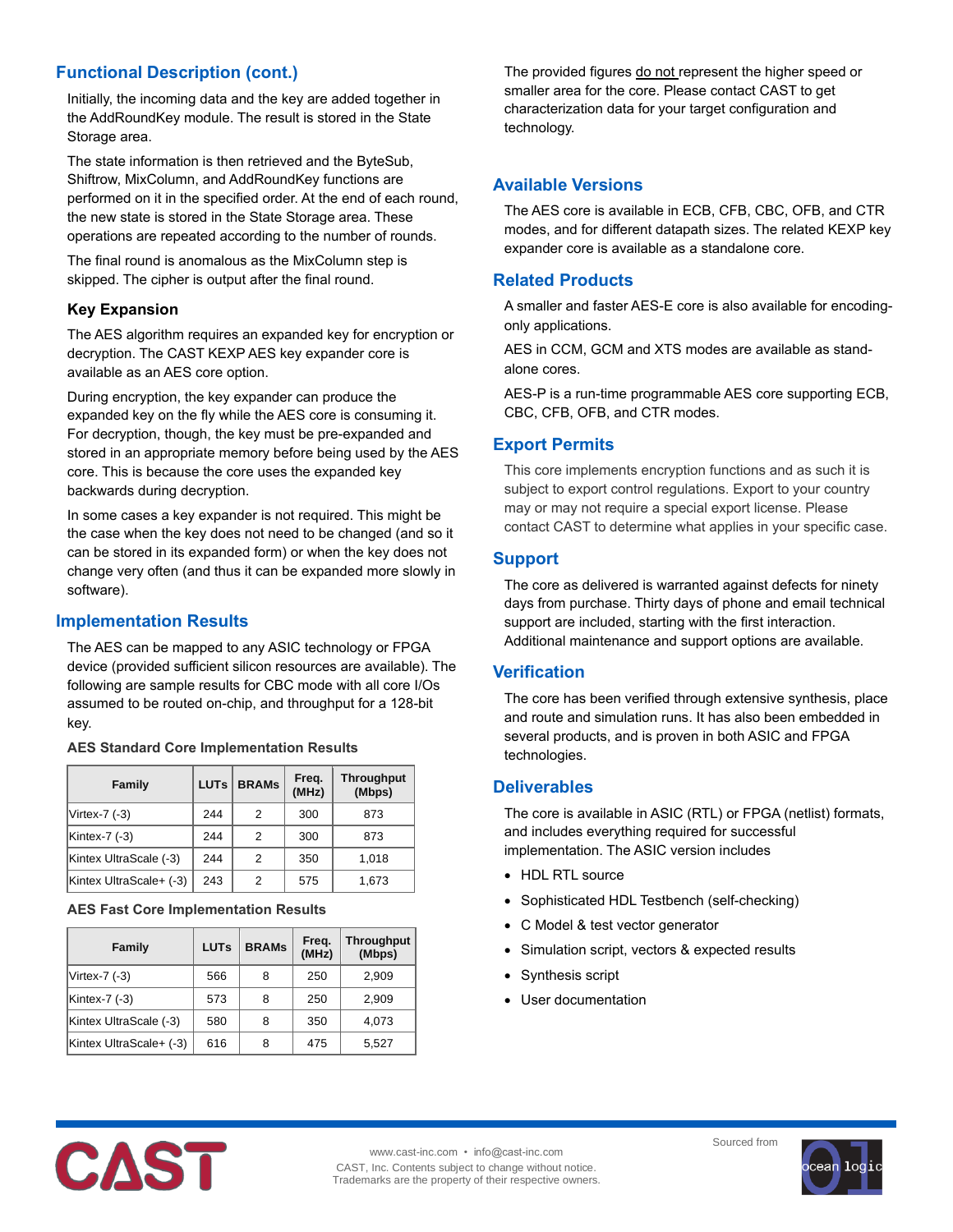## Functional Description (cont.)

Initially, the incoming data and the key are added together in the AddRoundKey module. The result is stored in the State Storage area.

The state information is then retrieved and the ByteSub, Shiftrow, MixColumn, and AddRoundKey functions are performed on it in the specified order. At the end of each round, the new state is stored in the State Storage area. These operations are repeated according to the number of rounds.

The final round is anomalous as the MixColumn step is skipped. The cipher is output after the final round.

### Key Expansion

The AES algorithm requires an expanded key for encryption or decryption. The CAST KEXP AES key expander core is available as an AES core option.

During encryption, the key expander can produce the expanded key on the fly while the AES core is consuming it. For decryption, though, the key must be pre-expanded and stored in an appropriate memory before being used by the AES core. This is because the core uses the expanded key backwards during decryption.

In some cases a key expander is not required. This might be the case when the key does not need to be changed (and so it can be stored in its expanded form) or when the key does not change very often (and thus it can be expanded more slowly in software).

## Implementation Results

The AES can be mapped to any ASIC technology or FPGA device (provided sufficient silicon resources are available). The following are sample results for CBC mode with all core I/Os assumed to be routed on-chip, and throughput for a 128-bit key.

**AES Standard Core Implementation Results**

| Family | LUTs | BRAMs | Freq. (MHz) | Throughput (Mbps) |
|---|---|---|---|---|
| Virtex-7 (-3) | 244 | 2 | 300 | 873 |
| Kintex-7 (-3) | 244 | 2 | 300 | 873 |
| Kintex UltraScale (-3) | 244 | 2 | 350 | 1,018 |
| Kintex UltraScale+ (-3) | 243 | 2 | 575 | 1,673 |

**AES Fast Core Implementation Results**

| Family | LUTs | BRAMs | Freq. (MHz) | Throughput (Mbps) |
|---|---|---|---|---|
| Virtex-7 (-3) | 566 | 8 | 250 | 2,909 |
| Kintex-7 (-3) | 573 | 8 | 250 | 2,909 |
| Kintex UltraScale (-3) | 580 | 8 | 350 | 4,073 |
| Kintex UltraScale+ (-3) | 616 | 8 | 475 | 5,527 |

The provided figures do not represent the higher speed or smaller area for the core. Please contact CAST to get characterization data for your target configuration and technology.

## Available Versions

The AES core is available in ECB, CFB, CBC, OFB, and CTR modes, and for different datapath sizes. The related KEXP key expander core is available as a standalone core.

## Related Products

A smaller and faster AES-E core is also available for encoding-only applications.

AES in CCM, GCM and XTS modes are available as stand-alone cores.

AES-P is a run-time programmable AES core supporting ECB, CBC, CFB, OFB, and CTR modes.

## Export Permits

This core implements encryption functions and as such it is subject to export control regulations. Export to your country may or may not require a special export license. Please contact CAST to determine what applies in your specific case.

## Support

The core as delivered is warranted against defects for ninety days from purchase. Thirty days of phone and email technical support are included, starting with the first interaction. Additional maintenance and support options are available.

## Verification

The core has been verified through extensive synthesis, place and route and simulation runs. It has also been embedded in several products, and is proven in both ASIC and FPGA technologies.

## Deliverables

The core is available in ASIC (RTL) or FPGA (netlist) formats, and includes everything required for successful implementation. The ASIC version includes

- HDL RTL source
- Sophisticated HDL Testbench (self-checking)
- C Model & test vector generator
- Simulation script, vectors & expected results
- Synthesis script
- User documentation

CAST

www.cast-inc.com • info@cast-inc.com
CAST, Inc. Contents subject to change without notice.
Trademarks are the property of their respective owners.

Sourced from ocean logic